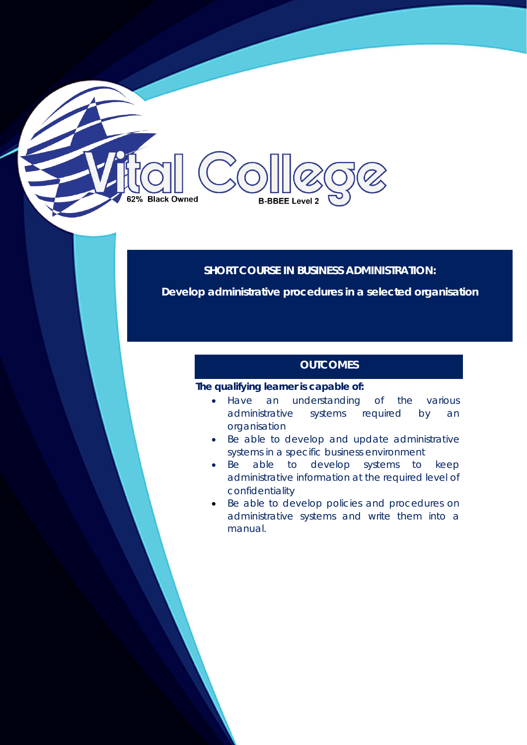Vital College

62% Black Owned

B-BBEE Level 2

# SHORT COURSE IN BUSINESS ADMINISTRATION:

## Develop administrative procedures in a selected organisation

### OUTCOMES

**The qualifying learner is capable of:**

- Have an understanding of the various administrative systems required by an organisation
- Be able to develop and update administrative systems in a specific business environment
- Be able to develop systems to keep administrative information at the required level of confidentiality
- Be able to develop policies and procedures on administrative systems and write them into a manual.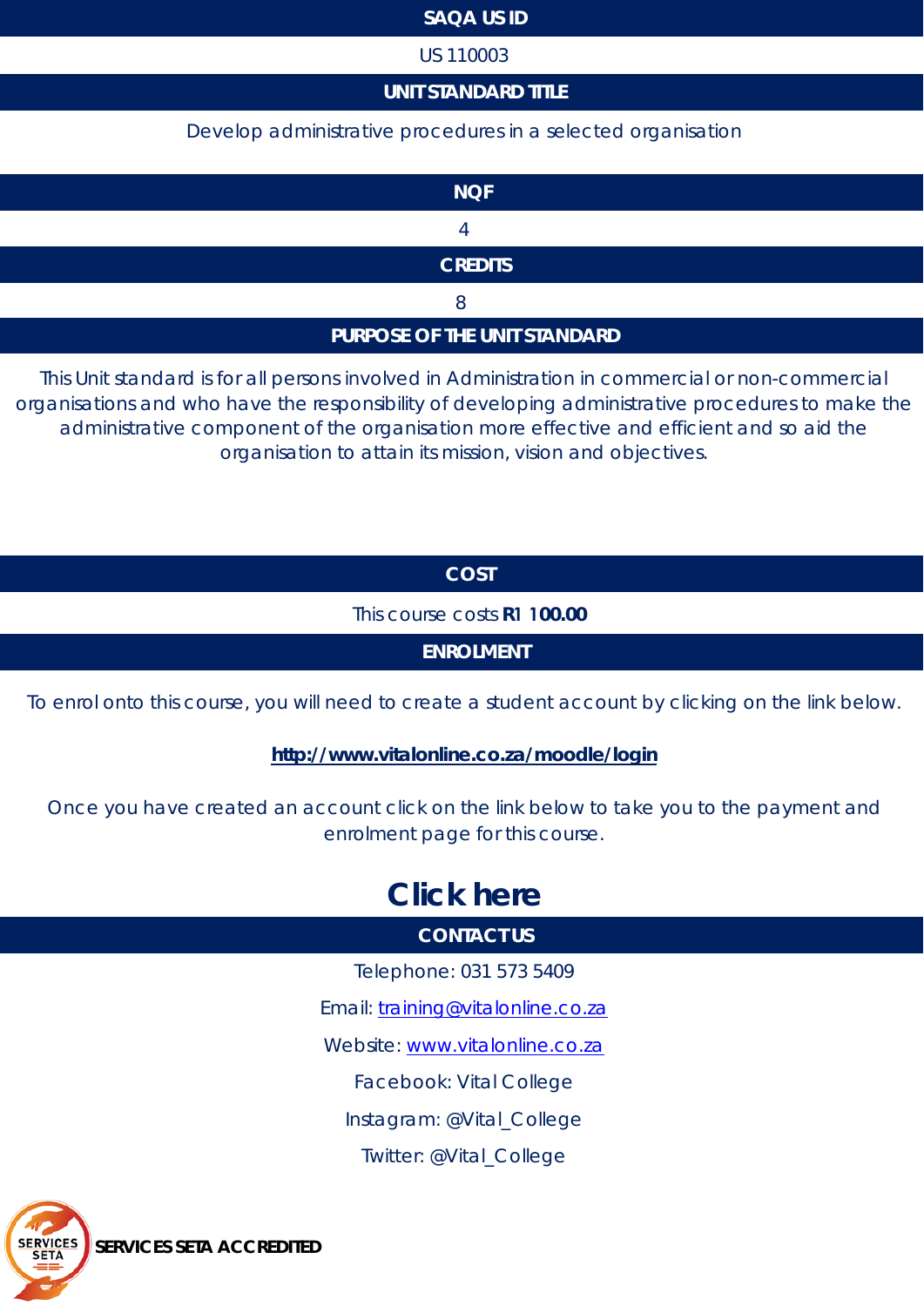## SAQA US ID

US 110003

## UNIT STANDARD TITLE

Develop administrative procedures in a selected organisation

## NQF

4

## CREDITS

8

## PURPOSE OF THE UNIT STANDARD

This Unit standard is for all persons involved in Administration in commercial or non-commercial organisations and who have the responsibility of developing administrative procedures to make the administrative component of the organisation more effective and efficient and so aid the organisation to attain its mission, vision and objectives.

## COST

This course costs **R1 100.00**

## ENROLMENT

To enrol onto this course, you will need to create a student account by clicking on the link below.

**http://www.vitalonline.co.za/moodle/login**

Once you have created an account click on the link below to take you to the payment and enrolment page for this course.

# Click here

## CONTACT US

Telephone: 031 573 5409

Email: training@vitalonline.co.za

Website: www.vitalonline.co.za

Facebook: Vital College

Instagram: @Vital_College

Twitter: @Vital_College

SERVICES SETA

**SERVICES SETA ACCREDITED**